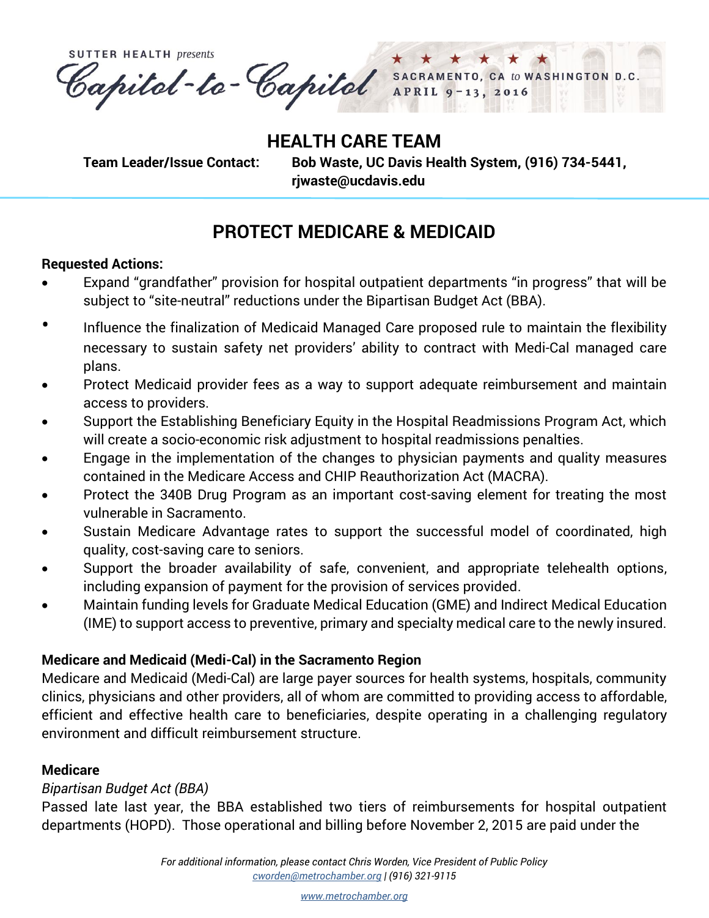SUTTER HEALTH *presents*

# Capitol-to-Capitol

SACRAMENTO, CA *to* WASHINGTON D.C.
APRIL 9 – 13, 2016

## HEALTH CARE TEAM

**Team Leader/Issue Contact:** **Bob Waste, UC Davis Health System, (916) 734-5441, rjwaste@ucdavis.edu**

## PROTECT MEDICARE & MEDICAID

**Requested Actions:**

- Expand "grandfather" provision for hospital outpatient departments "in progress" that will be subject to "site-neutral" reductions under the Bipartisan Budget Act (BBA).
- Influence the finalization of Medicaid Managed Care proposed rule to maintain the flexibility necessary to sustain safety net providers' ability to contract with Medi-Cal managed care plans.
- Protect Medicaid provider fees as a way to support adequate reimbursement and maintain access to providers.
- Support the Establishing Beneficiary Equity in the Hospital Readmissions Program Act, which will create a socio-economic risk adjustment to hospital readmissions penalties.
- Engage in the implementation of the changes to physician payments and quality measures contained in the Medicare Access and CHIP Reauthorization Act (MACRA).
- Protect the 340B Drug Program as an important cost-saving element for treating the most vulnerable in Sacramento.
- Sustain Medicare Advantage rates to support the successful model of coordinated, high quality, cost-saving care to seniors.
- Support the broader availability of safe, convenient, and appropriate telehealth options, including expansion of payment for the provision of services provided.
- Maintain funding levels for Graduate Medical Education (GME) and Indirect Medical Education (IME) to support access to preventive, primary and specialty medical care to the newly insured.

**Medicare and Medicaid (Medi-Cal) in the Sacramento Region**

Medicare and Medicaid (Medi-Cal) are large payer sources for health systems, hospitals, community clinics, physicians and other providers, all of whom are committed to providing access to affordable, efficient and effective health care to beneficiaries, despite operating in a challenging regulatory environment and difficult reimbursement structure.

**Medicare**

*Bipartisan Budget Act (BBA)*

Passed late last year, the BBA established two tiers of reimbursements for hospital outpatient departments (HOPD). Those operational and billing before November 2, 2015 are paid under the

*For additional information, please contact Chris Worden, Vice President of Public Policy cworden@metrochamber.org | (916) 321-9115*

www.metrochamber.org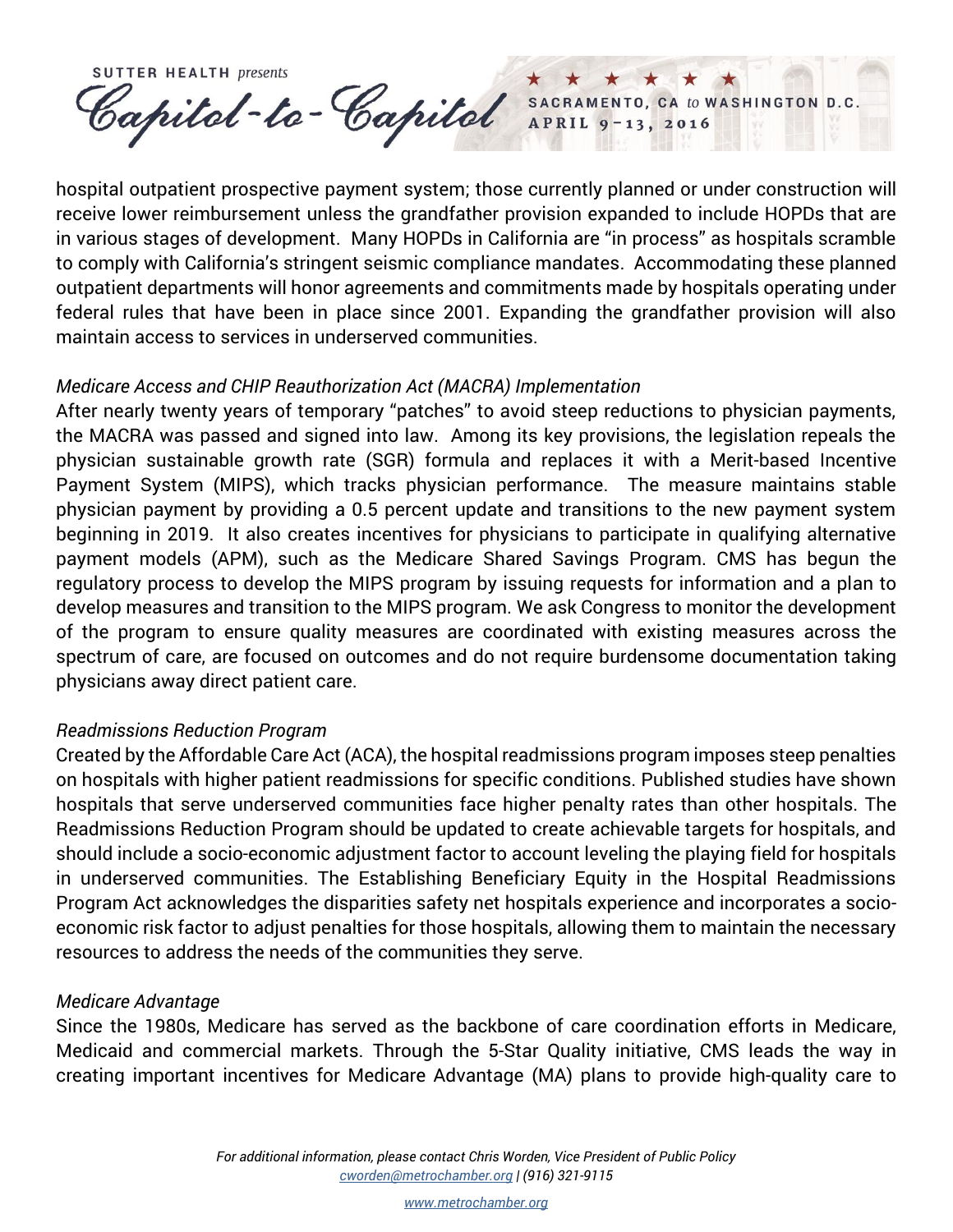hospital outpatient prospective payment system; those currently planned or under construction will receive lower reimbursement unless the grandfather provision expanded to include HOPDs that are in various stages of development. Many HOPDs in California are "in process" as hospitals scramble to comply with California's stringent seismic compliance mandates. Accommodating these planned outpatient departments will honor agreements and commitments made by hospitals operating under federal rules that have been in place since 2001. Expanding the grandfather provision will also maintain access to services in underserved communities.

*Medicare Access and CHIP Reauthorization Act (MACRA) Implementation*

After nearly twenty years of temporary "patches" to avoid steep reductions to physician payments, the MACRA was passed and signed into law. Among its key provisions, the legislation repeals the physician sustainable growth rate (SGR) formula and replaces it with a Merit-based Incentive Payment System (MIPS), which tracks physician performance. The measure maintains stable physician payment by providing a 0.5 percent update and transitions to the new payment system beginning in 2019. It also creates incentives for physicians to participate in qualifying alternative payment models (APM), such as the Medicare Shared Savings Program. CMS has begun the regulatory process to develop the MIPS program by issuing requests for information and a plan to develop measures and transition to the MIPS program. We ask Congress to monitor the development of the program to ensure quality measures are coordinated with existing measures across the spectrum of care, are focused on outcomes and do not require burdensome documentation taking physicians away direct patient care.

*Readmissions Reduction Program*

Created by the Affordable Care Act (ACA), the hospital readmissions program imposes steep penalties on hospitals with higher patient readmissions for specific conditions. Published studies have shown hospitals that serve underserved communities face higher penalty rates than other hospitals. The Readmissions Reduction Program should be updated to create achievable targets for hospitals, and should include a socio-economic adjustment factor to account leveling the playing field for hospitals in underserved communities. The Establishing Beneficiary Equity in the Hospital Readmissions Program Act acknowledges the disparities safety net hospitals experience and incorporates a socio-economic risk factor to adjust penalties for those hospitals, allowing them to maintain the necessary resources to address the needs of the communities they serve.

*Medicare Advantage*

Since the 1980s, Medicare has served as the backbone of care coordination efforts in Medicare, Medicaid and commercial markets. Through the 5-Star Quality initiative, CMS leads the way in creating important incentives for Medicare Advantage (MA) plans to provide high-quality care to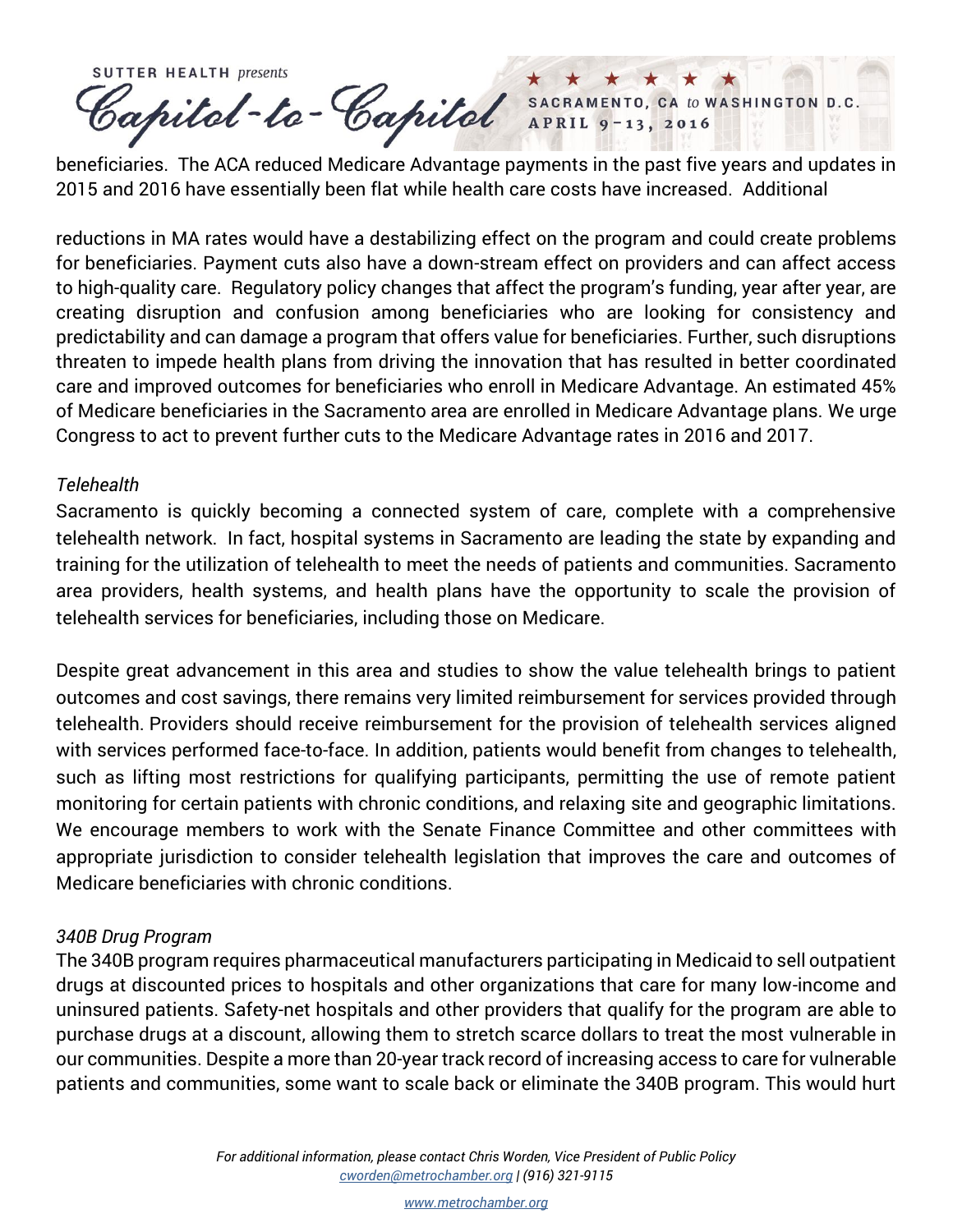beneficiaries. The ACA reduced Medicare Advantage payments in the past five years and updates in 2015 and 2016 have essentially been flat while health care costs have increased. Additional

reductions in MA rates would have a destabilizing effect on the program and could create problems for beneficiaries. Payment cuts also have a down-stream effect on providers and can affect access to high-quality care. Regulatory policy changes that affect the program's funding, year after year, are creating disruption and confusion among beneficiaries who are looking for consistency and predictability and can damage a program that offers value for beneficiaries. Further, such disruptions threaten to impede health plans from driving the innovation that has resulted in better coordinated care and improved outcomes for beneficiaries who enroll in Medicare Advantage. An estimated 45% of Medicare beneficiaries in the Sacramento area are enrolled in Medicare Advantage plans. We urge Congress to act to prevent further cuts to the Medicare Advantage rates in 2016 and 2017.

*Telehealth*

Sacramento is quickly becoming a connected system of care, complete with a comprehensive telehealth network. In fact, hospital systems in Sacramento are leading the state by expanding and training for the utilization of telehealth to meet the needs of patients and communities. Sacramento area providers, health systems, and health plans have the opportunity to scale the provision of telehealth services for beneficiaries, including those on Medicare.

Despite great advancement in this area and studies to show the value telehealth brings to patient outcomes and cost savings, there remains very limited reimbursement for services provided through telehealth. Providers should receive reimbursement for the provision of telehealth services aligned with services performed face-to-face. In addition, patients would benefit from changes to telehealth, such as lifting most restrictions for qualifying participants, permitting the use of remote patient monitoring for certain patients with chronic conditions, and relaxing site and geographic limitations. We encourage members to work with the Senate Finance Committee and other committees with appropriate jurisdiction to consider telehealth legislation that improves the care and outcomes of Medicare beneficiaries with chronic conditions.

*340B Drug Program*

The 340B program requires pharmaceutical manufacturers participating in Medicaid to sell outpatient drugs at discounted prices to hospitals and other organizations that care for many low-income and uninsured patients. Safety-net hospitals and other providers that qualify for the program are able to purchase drugs at a discount, allowing them to stretch scarce dollars to treat the most vulnerable in our communities. Despite a more than 20-year track record of increasing access to care for vulnerable patients and communities, some want to scale back or eliminate the 340B program. This would hurt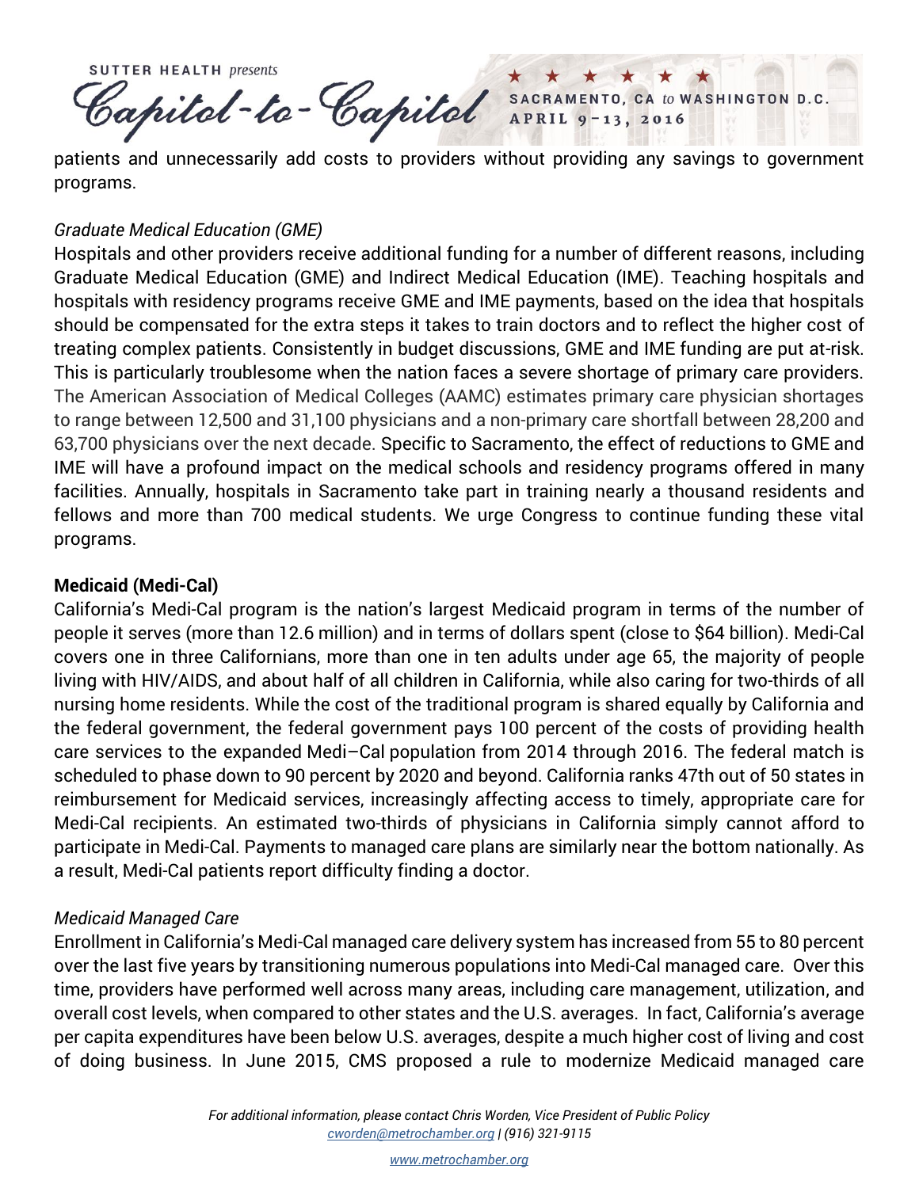patients and unnecessarily add costs to providers without providing any savings to government programs.

*Graduate Medical Education (GME)*

Hospitals and other providers receive additional funding for a number of different reasons, including Graduate Medical Education (GME) and Indirect Medical Education (IME). Teaching hospitals and hospitals with residency programs receive GME and IME payments, based on the idea that hospitals should be compensated for the extra steps it takes to train doctors and to reflect the higher cost of treating complex patients. Consistently in budget discussions, GME and IME funding are put at-risk. This is particularly troublesome when the nation faces a severe shortage of primary care providers. The American Association of Medical Colleges (AAMC) estimates primary care physician shortages to range between 12,500 and 31,100 physicians and a non-primary care shortfall between 28,200 and 63,700 physicians over the next decade. Specific to Sacramento, the effect of reductions to GME and IME will have a profound impact on the medical schools and residency programs offered in many facilities. Annually, hospitals in Sacramento take part in training nearly a thousand residents and fellows and more than 700 medical students. We urge Congress to continue funding these vital programs.

**Medicaid (Medi-Cal)**

California's Medi-Cal program is the nation's largest Medicaid program in terms of the number of people it serves (more than 12.6 million) and in terms of dollars spent (close to $64 billion). Medi-Cal covers one in three Californians, more than one in ten adults under age 65, the majority of people living with HIV/AIDS, and about half of all children in California, while also caring for two-thirds of all nursing home residents. While the cost of the traditional program is shared equally by California and the federal government, the federal government pays 100 percent of the costs of providing health care services to the expanded Medi–Cal population from 2014 through 2016. The federal match is scheduled to phase down to 90 percent by 2020 and beyond. California ranks 47th out of 50 states in reimbursement for Medicaid services, increasingly affecting access to timely, appropriate care for Medi-Cal recipients. An estimated two-thirds of physicians in California simply cannot afford to participate in Medi-Cal. Payments to managed care plans are similarly near the bottom nationally. As a result, Medi-Cal patients report difficulty finding a doctor.

*Medicaid Managed Care*

Enrollment in California's Medi-Cal managed care delivery system has increased from 55 to 80 percent over the last five years by transitioning numerous populations into Medi-Cal managed care. Over this time, providers have performed well across many areas, including care management, utilization, and overall cost levels, when compared to other states and the U.S. averages. In fact, California's average per capita expenditures have been below U.S. averages, despite a much higher cost of living and cost of doing business. In June 2015, CMS proposed a rule to modernize Medicaid managed care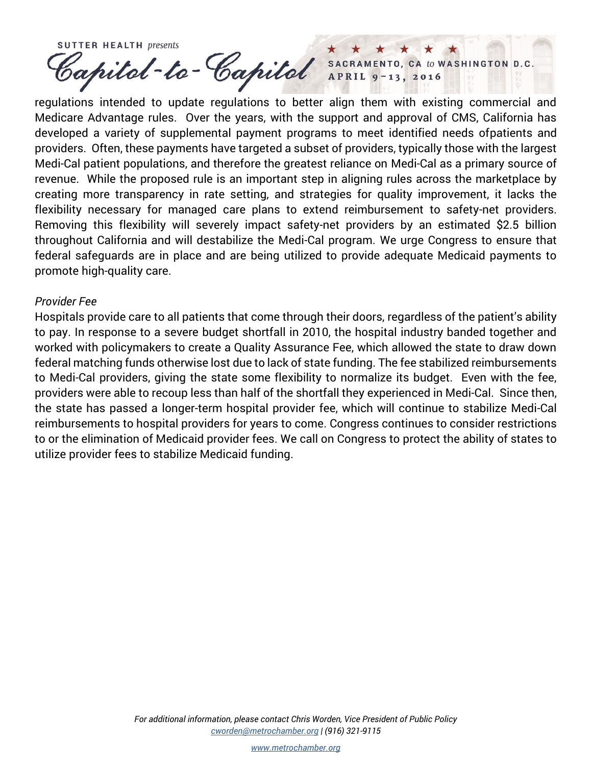regulations intended to update regulations to better align them with existing commercial and Medicare Advantage rules. Over the years, with the support and approval of CMS, California has developed a variety of supplemental payment programs to meet identified needs ofpatients and providers. Often, these payments have targeted a subset of providers, typically those with the largest Medi-Cal patient populations, and therefore the greatest reliance on Medi-Cal as a primary source of revenue. While the proposed rule is an important step in aligning rules across the marketplace by creating more transparency in rate setting, and strategies for quality improvement, it lacks the flexibility necessary for managed care plans to extend reimbursement to safety-net providers. Removing this flexibility will severely impact safety-net providers by an estimated $2.5 billion throughout California and will destabilize the Medi-Cal program. We urge Congress to ensure that federal safeguards are in place and are being utilized to provide adequate Medicaid payments to promote high-quality care.

*Provider Fee*

Hospitals provide care to all patients that come through their doors, regardless of the patient's ability to pay. In response to a severe budget shortfall in 2010, the hospital industry banded together and worked with policymakers to create a Quality Assurance Fee, which allowed the state to draw down federal matching funds otherwise lost due to lack of state funding. The fee stabilized reimbursements to Medi-Cal providers, giving the state some flexibility to normalize its budget. Even with the fee, providers were able to recoup less than half of the shortfall they experienced in Medi-Cal. Since then, the state has passed a longer-term hospital provider fee, which will continue to stabilize Medi-Cal reimbursements to hospital providers for years to come. Congress continues to consider restrictions to or the elimination of Medicaid provider fees. We call on Congress to protect the ability of states to utilize provider fees to stabilize Medicaid funding.